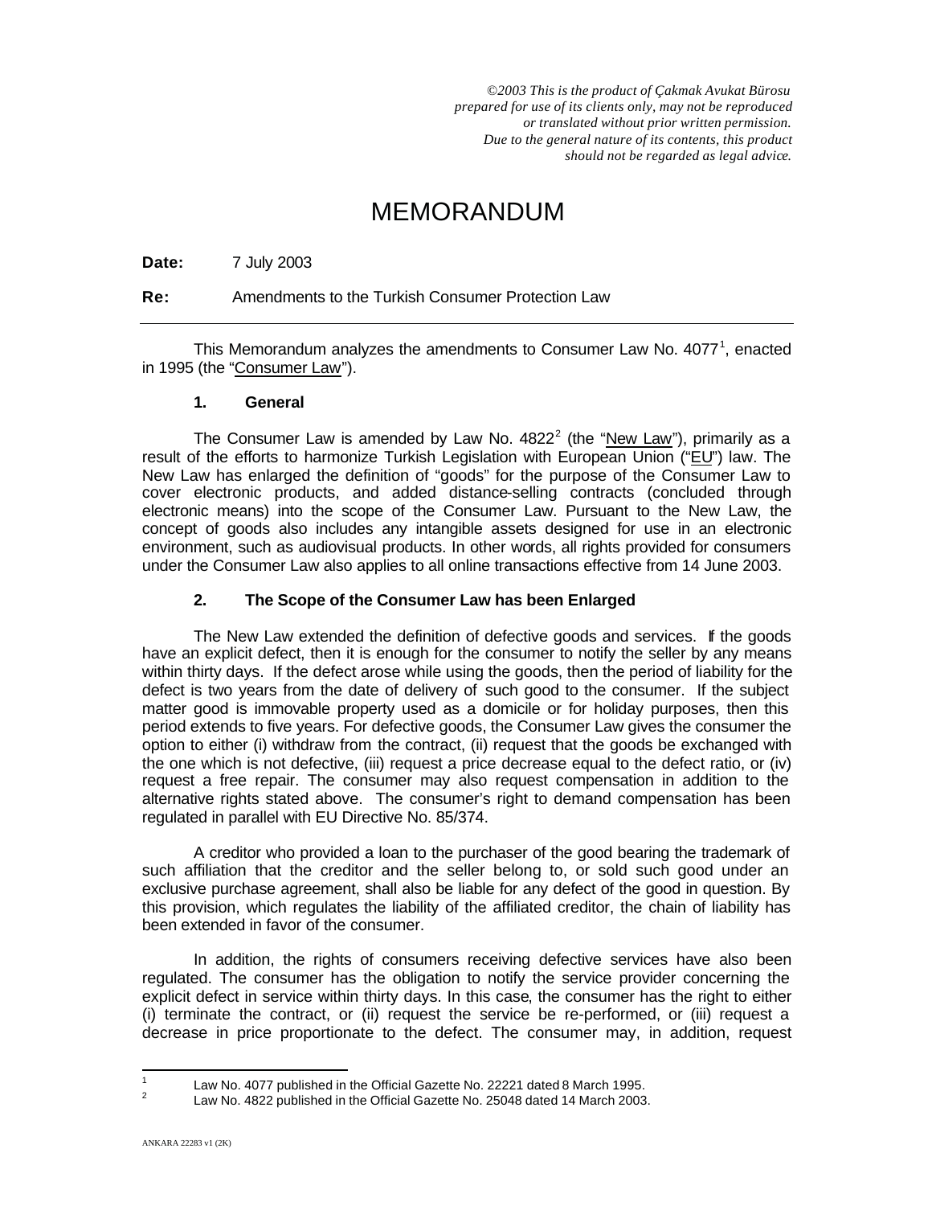*©2003 This is the product of Çakmak Avukat Bürosu prepared for use of its clients only, may not be reproduced or translated without prior written permission. Due to the general nature of its contents, this product should not be regarded as legal advice.*

# MEMORANDUM

**Date:** 7 July 2003

**Re:** Amendments to the Turkish Consumer Protection Law

---

This Memorandum analyzes the amendments to Consumer Law No. 4077[1], enacted in 1995 (the "Consumer Law").

## 1. General

The Consumer Law is amended by Law No. 4822[2] (the "New Law"), primarily as a result of the efforts to harmonize Turkish Legislation with European Union ("EU") law. The New Law has enlarged the definition of "goods" for the purpose of the Consumer Law to cover electronic products, and added distance-selling contracts (concluded through electronic means) into the scope of the Consumer Law. Pursuant to the New Law, the concept of goods also includes any intangible assets designed for use in an electronic environment, such as audiovisual products. In other words, all rights provided for consumers under the Consumer Law also applies to all online transactions effective from 14 June 2003.

## 2. The Scope of the Consumer Law has been Enlarged

The New Law extended the definition of defective goods and services. If the goods have an explicit defect, then it is enough for the consumer to notify the seller by any means within thirty days. If the defect arose while using the goods, then the period of liability for the defect is two years from the date of delivery of such good to the consumer. If the subject matter good is immovable property used as a domicile or for holiday purposes, then this period extends to five years. For defective goods, the Consumer Law gives the consumer the option to either (i) withdraw from the contract, (ii) request that the goods be exchanged with the one which is not defective, (iii) request a price decrease equal to the defect ratio, or (iv) request a free repair. The consumer may also request compensation in addition to the alternative rights stated above. The consumer's right to demand compensation has been regulated in parallel with EU Directive No. 85/374.

A creditor who provided a loan to the purchaser of the good bearing the trademark of such affiliation that the creditor and the seller belong to, or sold such good under an exclusive purchase agreement, shall also be liable for any defect of the good in question. By this provision, which regulates the liability of the affiliated creditor, the chain of liability has been extended in favor of the consumer.

In addition, the rights of consumers receiving defective services have also been regulated. The consumer has the obligation to notify the service provider concerning the explicit defect in service within thirty days. In this case, the consumer has the right to either (i) terminate the contract, or (ii) request the service be re-performed, or (iii) request a decrease in price proportionate to the defect. The consumer may, in addition, request

---

[1] Law No. 4077 published in the Official Gazette No. 22221 dated 8 March 1995.

[2] Law No. 4822 published in the Official Gazette No. 25048 dated 14 March 2003.

ANKARA 22283 v1 (2K)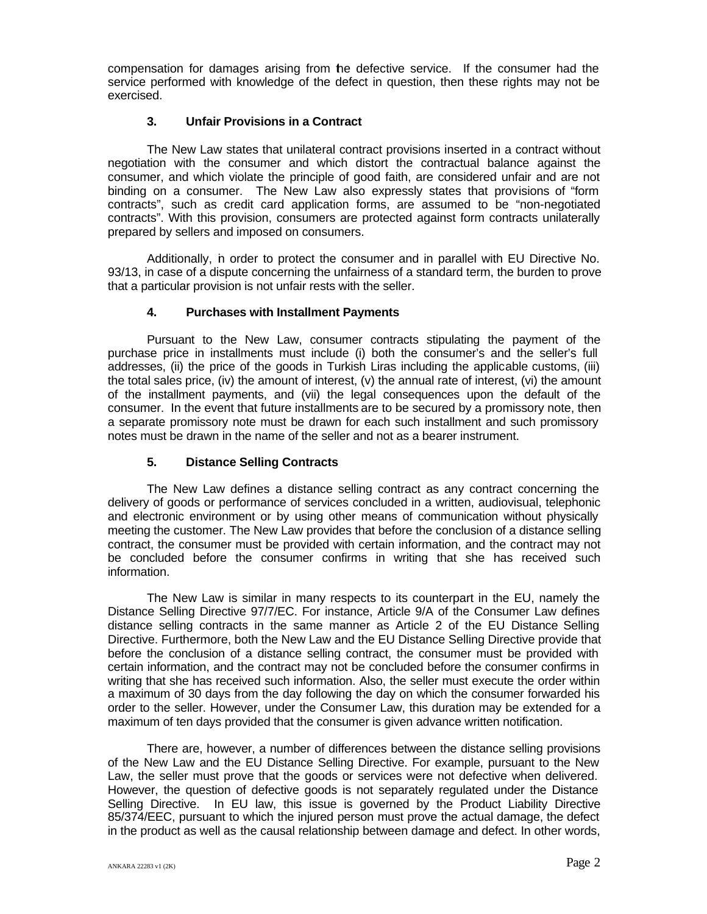compensation for damages arising from the defective service. If the consumer had the service performed with knowledge of the defect in question, then these rights may not be exercised.

### 3. Unfair Provisions in a Contract

The New Law states that unilateral contract provisions inserted in a contract without negotiation with the consumer and which distort the contractual balance against the consumer, and which violate the principle of good faith, are considered unfair and are not binding on a consumer. The New Law also expressly states that provisions of "form contracts", such as credit card application forms, are assumed to be "non-negotiated contracts". With this provision, consumers are protected against form contracts unilaterally prepared by sellers and imposed on consumers.

Additionally, in order to protect the consumer and in parallel with EU Directive No. 93/13, in case of a dispute concerning the unfairness of a standard term, the burden to prove that a particular provision is not unfair rests with the seller.

### 4. Purchases with Installment Payments

Pursuant to the New Law, consumer contracts stipulating the payment of the purchase price in installments must include (i) both the consumer's and the seller's full addresses, (ii) the price of the goods in Turkish Liras including the applicable customs, (iii) the total sales price, (iv) the amount of interest, (v) the annual rate of interest, (vi) the amount of the installment payments, and (vii) the legal consequences upon the default of the consumer. In the event that future installments are to be secured by a promissory note, then a separate promissory note must be drawn for each such installment and such promissory notes must be drawn in the name of the seller and not as a bearer instrument.

### 5. Distance Selling Contracts

The New Law defines a distance selling contract as any contract concerning the delivery of goods or performance of services concluded in a written, audiovisual, telephonic and electronic environment or by using other means of communication without physically meeting the customer. The New Law provides that before the conclusion of a distance selling contract, the consumer must be provided with certain information, and the contract may not be concluded before the consumer confirms in writing that she has received such information.

The New Law is similar in many respects to its counterpart in the EU, namely the Distance Selling Directive 97/7/EC. For instance, Article 9/A of the Consumer Law defines distance selling contracts in the same manner as Article 2 of the EU Distance Selling Directive. Furthermore, both the New Law and the EU Distance Selling Directive provide that before the conclusion of a distance selling contract, the consumer must be provided with certain information, and the contract may not be concluded before the consumer confirms in writing that she has received such information. Also, the seller must execute the order within a maximum of 30 days from the day following the day on which the consumer forwarded his order to the seller. However, under the Consumer Law, this duration may be extended for a maximum of ten days provided that the consumer is given advance written notification.

There are, however, a number of differences between the distance selling provisions of the New Law and the EU Distance Selling Directive. For example, pursuant to the New Law, the seller must prove that the goods or services were not defective when delivered. However, the question of defective goods is not separately regulated under the Distance Selling Directive. In EU law, this issue is governed by the Product Liability Directive 85/374/EEC, pursuant to which the injured person must prove the actual damage, the defect in the product as well as the causal relationship between damage and defect. In other words,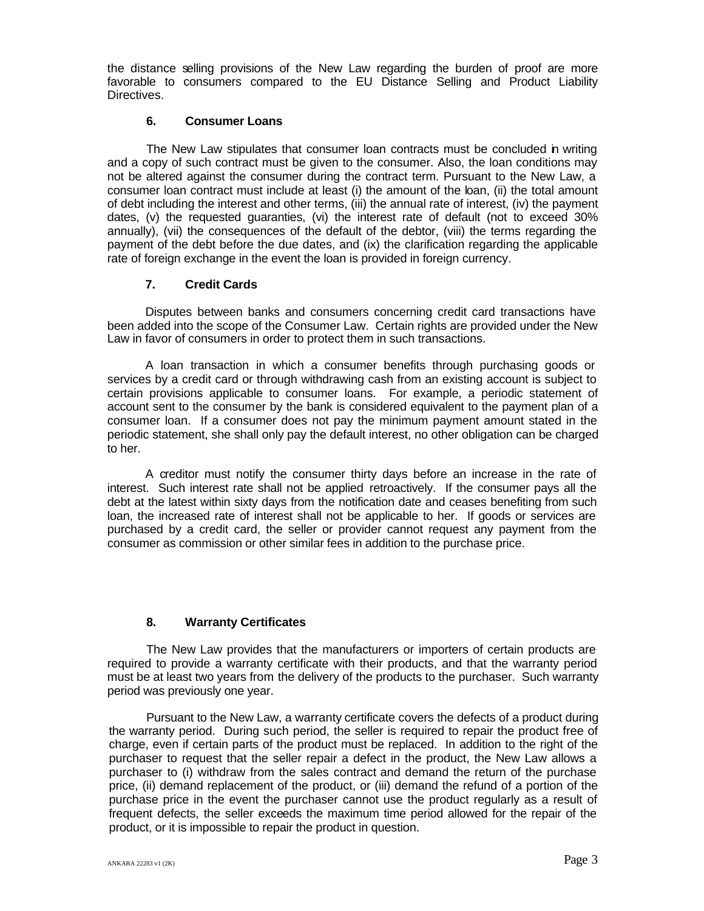the distance selling provisions of the New Law regarding the burden of proof are more favorable to consumers compared to the EU Distance Selling and Product Liability Directives.

### 6. Consumer Loans

The New Law stipulates that consumer loan contracts must be concluded in writing and a copy of such contract must be given to the consumer. Also, the loan conditions may not be altered against the consumer during the contract term. Pursuant to the New Law, a consumer loan contract must include at least (i) the amount of the loan, (ii) the total amount of debt including the interest and other terms, (iii) the annual rate of interest, (iv) the payment dates, (v) the requested guaranties, (vi) the interest rate of default (not to exceed 30% annually), (vii) the consequences of the default of the debtor, (viii) the terms regarding the payment of the debt before the due dates, and (ix) the clarification regarding the applicable rate of foreign exchange in the event the loan is provided in foreign currency.

### 7. Credit Cards

Disputes between banks and consumers concerning credit card transactions have been added into the scope of the Consumer Law. Certain rights are provided under the New Law in favor of consumers in order to protect them in such transactions.

A loan transaction in which a consumer benefits through purchasing goods or services by a credit card or through withdrawing cash from an existing account is subject to certain provisions applicable to consumer loans. For example, a periodic statement of account sent to the consumer by the bank is considered equivalent to the payment plan of a consumer loan. If a consumer does not pay the minimum payment amount stated in the periodic statement, she shall only pay the default interest, no other obligation can be charged to her.

A creditor must notify the consumer thirty days before an increase in the rate of interest. Such interest rate shall not be applied retroactively. If the consumer pays all the debt at the latest within sixty days from the notification date and ceases benefiting from such loan, the increased rate of interest shall not be applicable to her. If goods or services are purchased by a credit card, the seller or provider cannot request any payment from the consumer as commission or other similar fees in addition to the purchase price.

### 8. Warranty Certificates

The New Law provides that the manufacturers or importers of certain products are required to provide a warranty certificate with their products, and that the warranty period must be at least two years from the delivery of the products to the purchaser. Such warranty period was previously one year.

Pursuant to the New Law, a warranty certificate covers the defects of a product during the warranty period. During such period, the seller is required to repair the product free of charge, even if certain parts of the product must be replaced. In addition to the right of the purchaser to request that the seller repair a defect in the product, the New Law allows a purchaser to (i) withdraw from the sales contract and demand the return of the purchase price, (ii) demand replacement of the product, or (iii) demand the refund of a portion of the purchase price in the event the purchaser cannot use the product regularly as a result of frequent defects, the seller exceeds the maximum time period allowed for the repair of the product, or it is impossible to repair the product in question.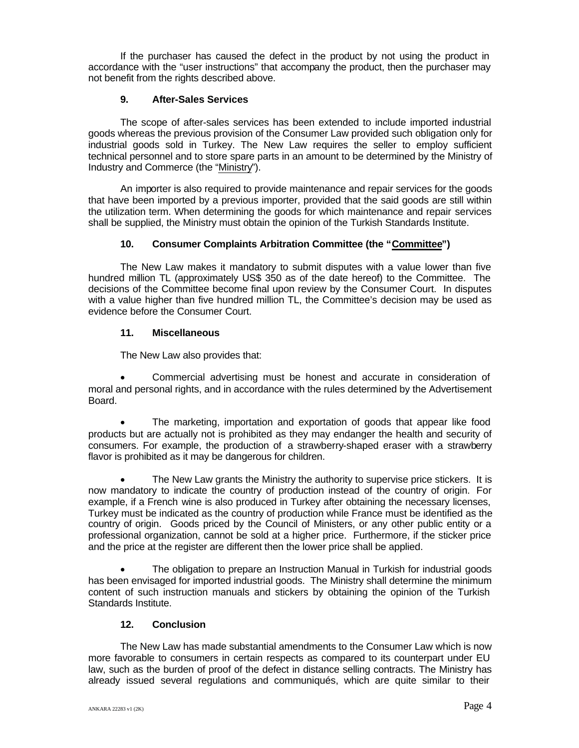If the purchaser has caused the defect in the product by not using the product in accordance with the "user instructions" that accompany the product, then the purchaser may not benefit from the rights described above.

### 9. After-Sales Services

The scope of after-sales services has been extended to include imported industrial goods whereas the previous provision of the Consumer Law provided such obligation only for industrial goods sold in Turkey. The New Law requires the seller to employ sufficient technical personnel and to store spare parts in an amount to be determined by the Ministry of Industry and Commerce (the "Ministry").

An importer is also required to provide maintenance and repair services for the goods that have been imported by a previous importer, provided that the said goods are still within the utilization term. When determining the goods for which maintenance and repair services shall be supplied, the Ministry must obtain the opinion of the Turkish Standards Institute.

### 10. Consumer Complaints Arbitration Committee (the "Committee")

The New Law makes it mandatory to submit disputes with a value lower than five hundred million TL (approximately US$ 350 as of the date hereof) to the Committee. The decisions of the Committee become final upon review by the Consumer Court. In disputes with a value higher than five hundred million TL, the Committee's decision may be used as evidence before the Consumer Court.

### 11. Miscellaneous

The New Law also provides that:

- Commercial advertising must be honest and accurate in consideration of moral and personal rights, and in accordance with the rules determined by the Advertisement Board.

- The marketing, importation and exportation of goods that appear like food products but are actually not is prohibited as they may endanger the health and security of consumers. For example, the production of a strawberry-shaped eraser with a strawberry flavor is prohibited as it may be dangerous for children.

- The New Law grants the Ministry the authority to supervise price stickers. It is now mandatory to indicate the country of production instead of the country of origin. For example, if a French wine is also produced in Turkey after obtaining the necessary licenses, Turkey must be indicated as the country of production while France must be identified as the country of origin. Goods priced by the Council of Ministers, or any other public entity or a professional organization, cannot be sold at a higher price. Furthermore, if the sticker price and the price at the register are different then the lower price shall be applied.

- The obligation to prepare an Instruction Manual in Turkish for industrial goods has been envisaged for imported industrial goods. The Ministry shall determine the minimum content of such instruction manuals and stickers by obtaining the opinion of the Turkish Standards Institute.

### 12. Conclusion

The New Law has made substantial amendments to the Consumer Law which is now more favorable to consumers in certain respects as compared to its counterpart under EU law, such as the burden of proof of the defect in distance selling contracts. The Ministry has already issued several regulations and communiqués, which are quite similar to their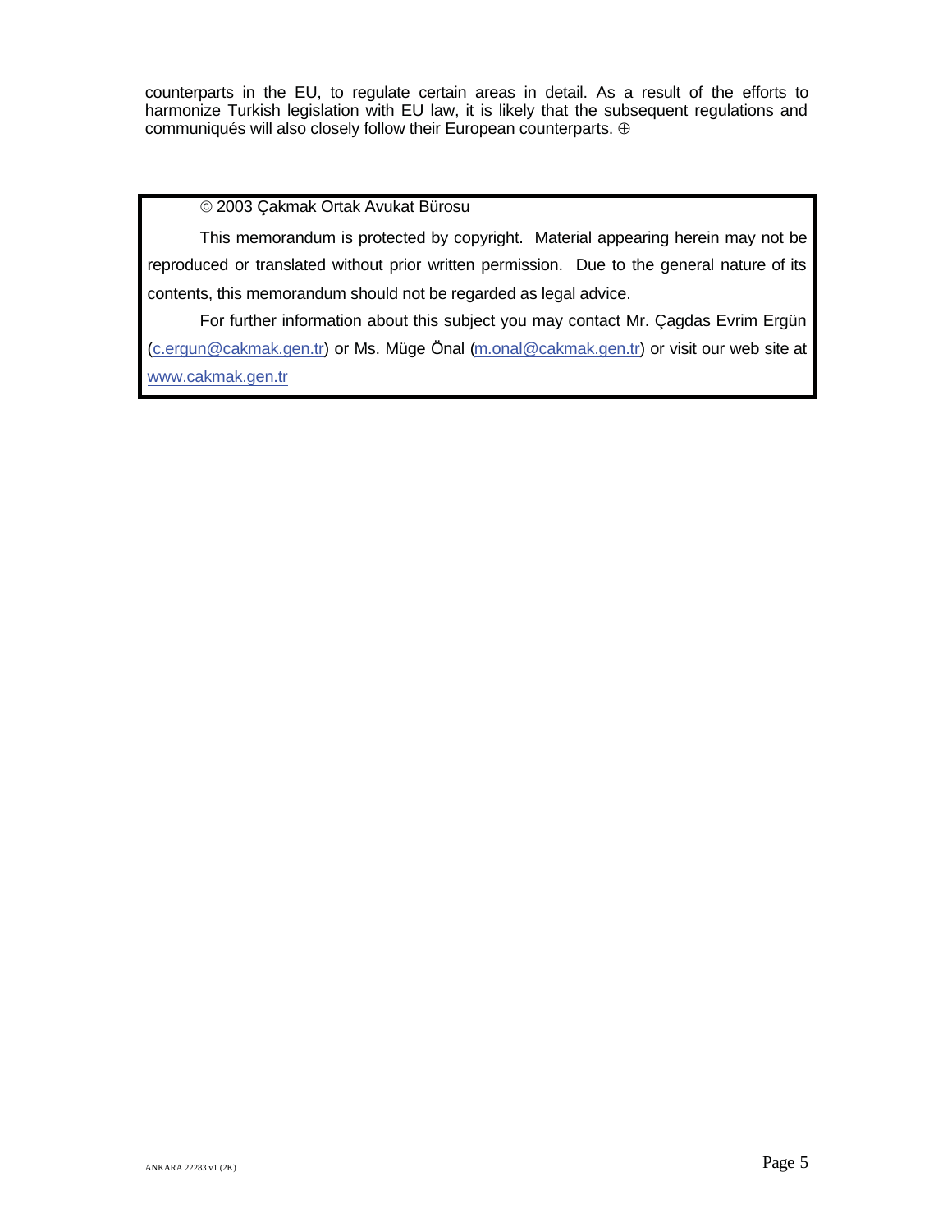counterparts in the EU, to regulate certain areas in detail. As a result of the efforts to harmonize Turkish legislation with EU law, it is likely that the subsequent regulations and communiqués will also closely follow their European counterparts. ⊕

© 2003 Çakmak Ortak Avukat Bürosu

This memorandum is protected by copyright. Material appearing herein may not be reproduced or translated without prior written permission. Due to the general nature of its contents, this memorandum should not be regarded as legal advice.

For further information about this subject you may contact Mr. Çagdas Evrim Ergün (c.ergun@cakmak.gen.tr) or Ms. Müge Önal (m.onal@cakmak.gen.tr) or visit our web site at www.cakmak.gen.tr

ANKARA 22283 v1 (2K)